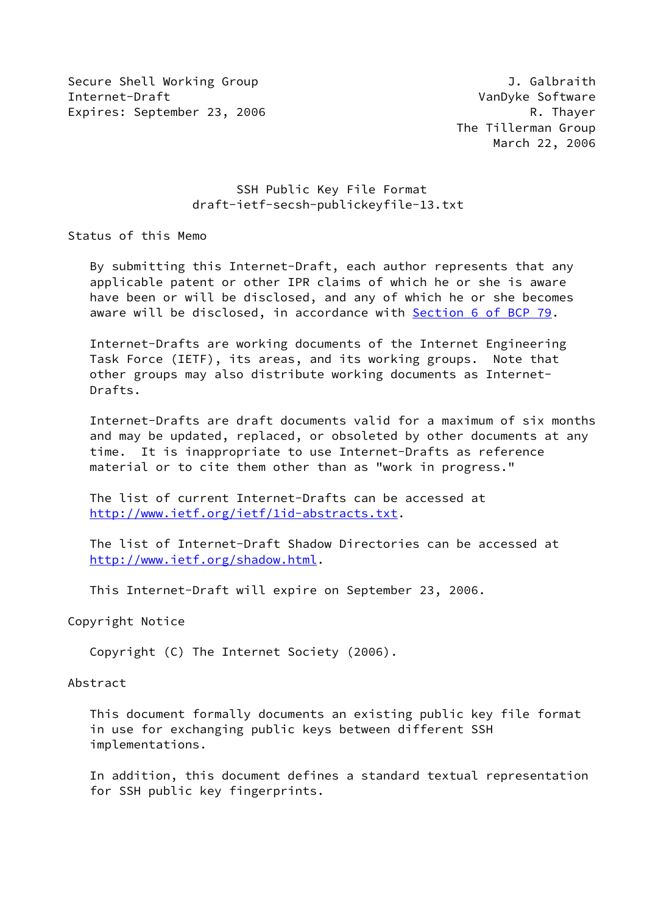Secure Shell Working Group J. Galbraith
Internet-Draft VanDyke Software
Expires: September 23, 2006 R. Thayer
The Tillerman Group
March 22, 2006

# SSH Public Key File Format
draft-ietf-secsh-publickeyfile-13.txt

## Status of this Memo

By submitting this Internet-Draft, each author represents that any applicable patent or other IPR claims of which he or she is aware have been or will be disclosed, and any of which he or she becomes aware will be disclosed, in accordance with Section 6 of BCP 79.

Internet-Drafts are working documents of the Internet Engineering Task Force (IETF), its areas, and its working groups. Note that other groups may also distribute working documents as Internet-Drafts.

Internet-Drafts are draft documents valid for a maximum of six months and may be updated, replaced, or obsoleted by other documents at any time. It is inappropriate to use Internet-Drafts as reference material or to cite them other than as "work in progress."

The list of current Internet-Drafts can be accessed at http://www.ietf.org/ietf/1id-abstracts.txt.

The list of Internet-Draft Shadow Directories can be accessed at http://www.ietf.org/shadow.html.

This Internet-Draft will expire on September 23, 2006.

## Copyright Notice

Copyright (C) The Internet Society (2006).

## Abstract

This document formally documents an existing public key file format in use for exchanging public keys between different SSH implementations.

In addition, this document defines a standard textual representation for SSH public key fingerprints.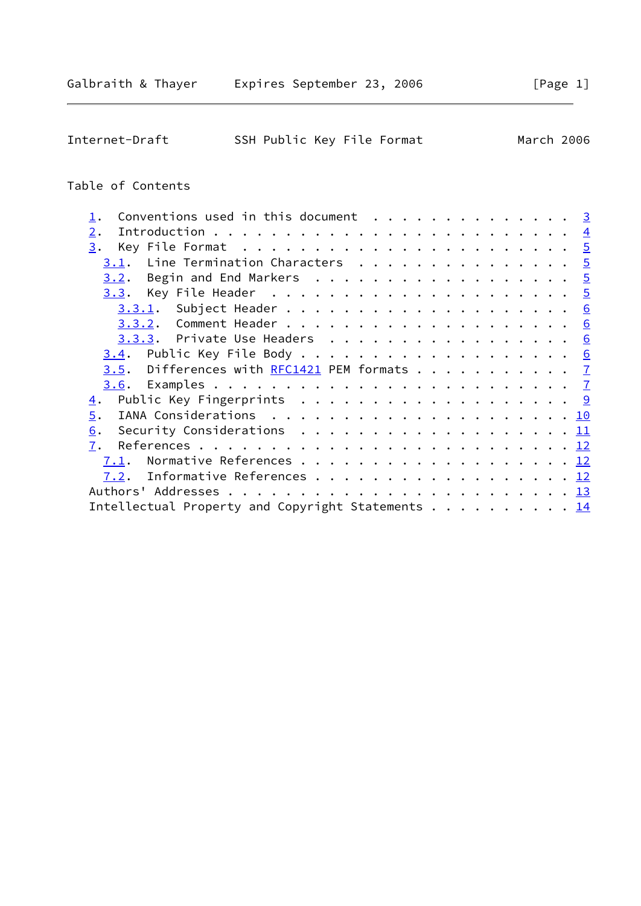Table of Contents

```
   1.  Conventions used in this document  . . . . . . . . . . . . . .  3
   2.  Introduction . . . . . . . . . . . . . . . . . . . . . . . . .  4
   3.  Key File Format  . . . . . . . . . . . . . . . . . . . . . . .  5
     3.1.  Line Termination Characters  . . . . . . . . . . . . . . .  5
     3.2.  Begin and End Markers  . . . . . . . . . . . . . . . . . .  5
     3.3.  Key File Header  . . . . . . . . . . . . . . . . . . . . .  5
       3.3.1.  Subject Header . . . . . . . . . . . . . . . . . . . .  6
       3.3.2.  Comment Header . . . . . . . . . . . . . . . . . . . .  6
       3.3.3.  Private Use Headers  . . . . . . . . . . . . . . . . .  6
     3.4.  Public Key File Body . . . . . . . . . . . . . . . . . . .  6
     3.5.  Differences with RFC1421 PEM formats . . . . . . . . . . .  7
     3.6.  Examples . . . . . . . . . . . . . . . . . . . . . . . . .  7
   4.  Public Key Fingerprints  . . . . . . . . . . . . . . . . . . .  9
   5.  IANA Considerations  . . . . . . . . . . . . . . . . . . . . . 10
   6.  Security Considerations  . . . . . . . . . . . . . . . . . . . 11
   7.  References . . . . . . . . . . . . . . . . . . . . . . . . . . 12
     7.1.  Normative References . . . . . . . . . . . . . . . . . . . 12
     7.2.  Informative References . . . . . . . . . . . . . . . . . . 12
   Authors' Addresses . . . . . . . . . . . . . . . . . . . . . . . . 13
   Intellectual Property and Copyright Statements . . . . . . . . . . 14
```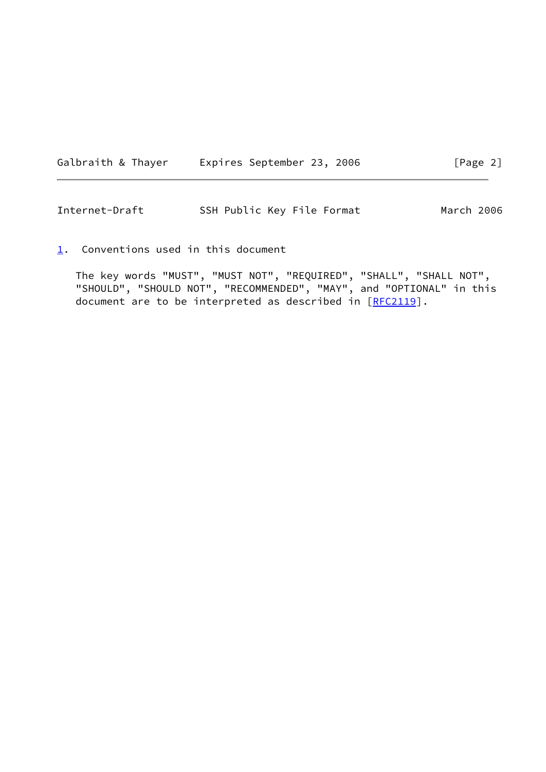## 1. Conventions used in this document

The key words "MUST", "MUST NOT", "REQUIRED", "SHALL", "SHALL NOT", "SHOULD", "SHOULD NOT", "RECOMMENDED", "MAY", and "OPTIONAL" in this document are to be interpreted as described in [RFC2119].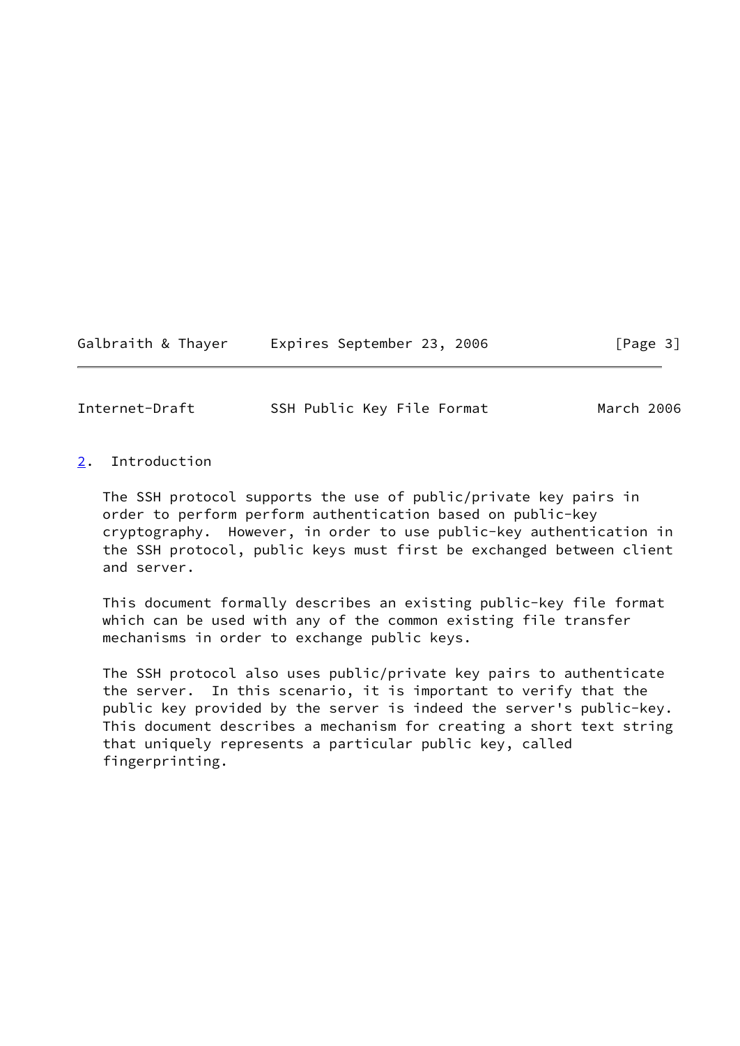## 2. Introduction

The SSH protocol supports the use of public/private key pairs in order to perform perform authentication based on public-key cryptography. However, in order to use public-key authentication in the SSH protocol, public keys must first be exchanged between client and server.

This document formally describes an existing public-key file format which can be used with any of the common existing file transfer mechanisms in order to exchange public keys.

The SSH protocol also uses public/private key pairs to authenticate the server. In this scenario, it is important to verify that the public key provided by the server is indeed the server's public-key. This document describes a mechanism for creating a short text string that uniquely represents a particular public key, called fingerprinting.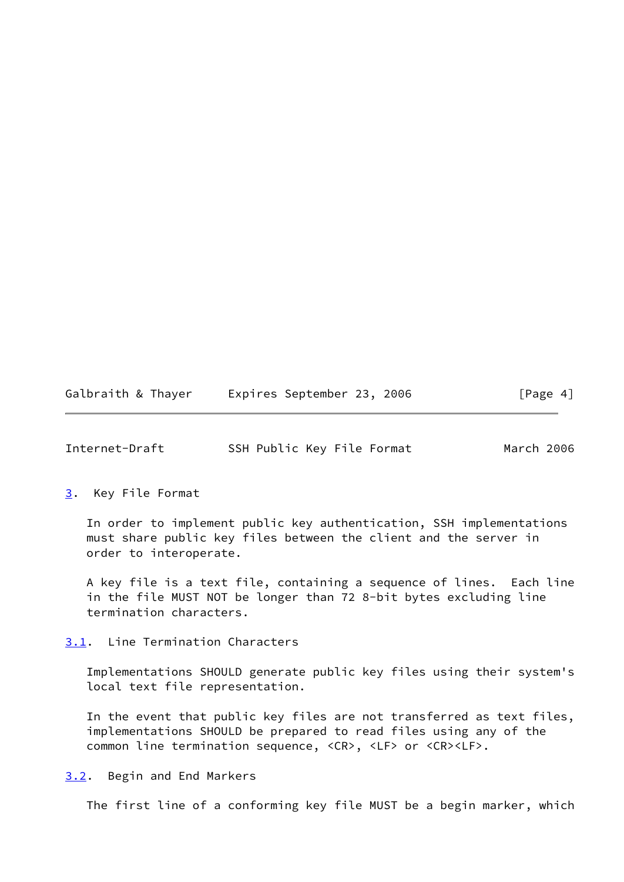## 3. Key File Format

In order to implement public key authentication, SSH implementations must share public key files between the client and the server in order to interoperate.

A key file is a text file, containing a sequence of lines. Each line in the file MUST NOT be longer than 72 8-bit bytes excluding line termination characters.

### 3.1. Line Termination Characters

Implementations SHOULD generate public key files using their system's local text file representation.

In the event that public key files are not transferred as text files, implementations SHOULD be prepared to read files using any of the common line termination sequence, <CR>, <LF> or <CR><LF>.

### 3.2. Begin and End Markers

The first line of a conforming key file MUST be a begin marker, which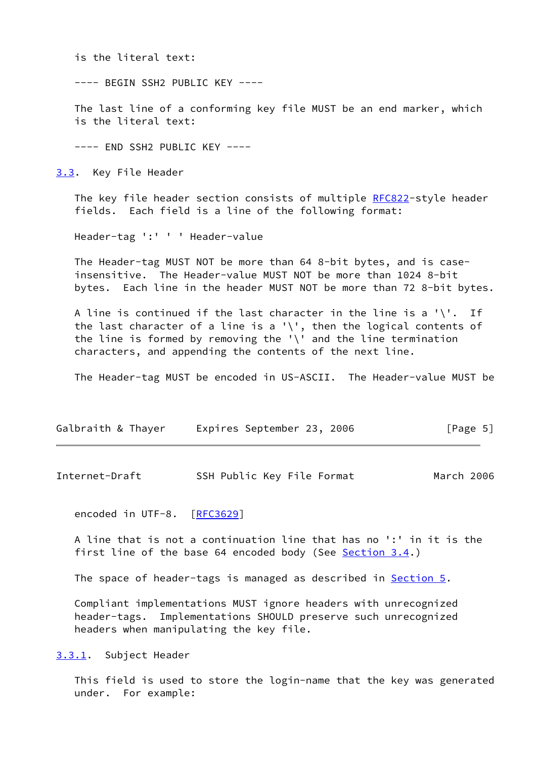is the literal text:

```
---- BEGIN SSH2 PUBLIC KEY ----
```

The last line of a conforming key file MUST be an end marker, which is the literal text:

```
---- END SSH2 PUBLIC KEY ----
```

### 3.3. Key File Header

The key file header section consists of multiple RFC822-style header fields. Each field is a line of the following format:

```
Header-tag ':' ' ' Header-value
```

The Header-tag MUST NOT be more than 64 8-bit bytes, and is case-insensitive. The Header-value MUST NOT be more than 1024 8-bit bytes. Each line in the header MUST NOT be more than 72 8-bit bytes.

A line is continued if the last character in the line is a '\'. If the last character of a line is a '\', then the logical contents of the line is formed by removing the '\' and the line termination characters, and appending the contents of the next line.

The Header-tag MUST be encoded in US-ASCII. The Header-value MUST be encoded in UTF-8. [RFC3629]

A line that is not a continuation line that has no ':' in it is the first line of the base 64 encoded body (See Section 3.4.)

The space of header-tags is managed as described in Section 5.

Compliant implementations MUST ignore headers with unrecognized header-tags. Implementations SHOULD preserve such unrecognized headers when manipulating the key file.

#### 3.3.1. Subject Header

This field is used to store the login-name that the key was generated under. For example: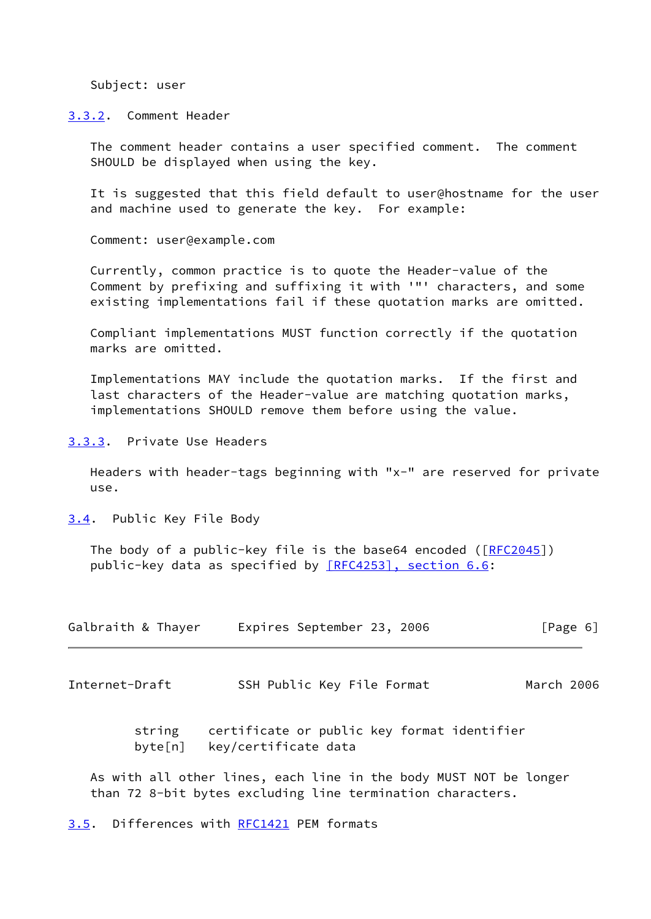Subject: user

### 3.3.2. Comment Header

The comment header contains a user specified comment. The comment SHOULD be displayed when using the key.

It is suggested that this field default to user@hostname for the user and machine used to generate the key. For example:

```
Comment: user@example.com
```

Currently, common practice is to quote the Header-value of the Comment by prefixing and suffixing it with '"' characters, and some existing implementations fail if these quotation marks are omitted.

Compliant implementations MUST function correctly if the quotation marks are omitted.

Implementations MAY include the quotation marks. If the first and last characters of the Header-value are matching quotation marks, implementations SHOULD remove them before using the value.

### 3.3.3. Private Use Headers

Headers with header-tags beginning with "x-" are reserved for private use.

## 3.4. Public Key File Body

The body of a public-key file is the base64 encoded ([RFC2045]) public-key data as specified by [RFC4253], section 6.6:

```
string    certificate or public key format identifier
byte[n]   key/certificate data
```

As with all other lines, each line in the body MUST NOT be longer than 72 8-bit bytes excluding line termination characters.

## 3.5. Differences with RFC1421 PEM formats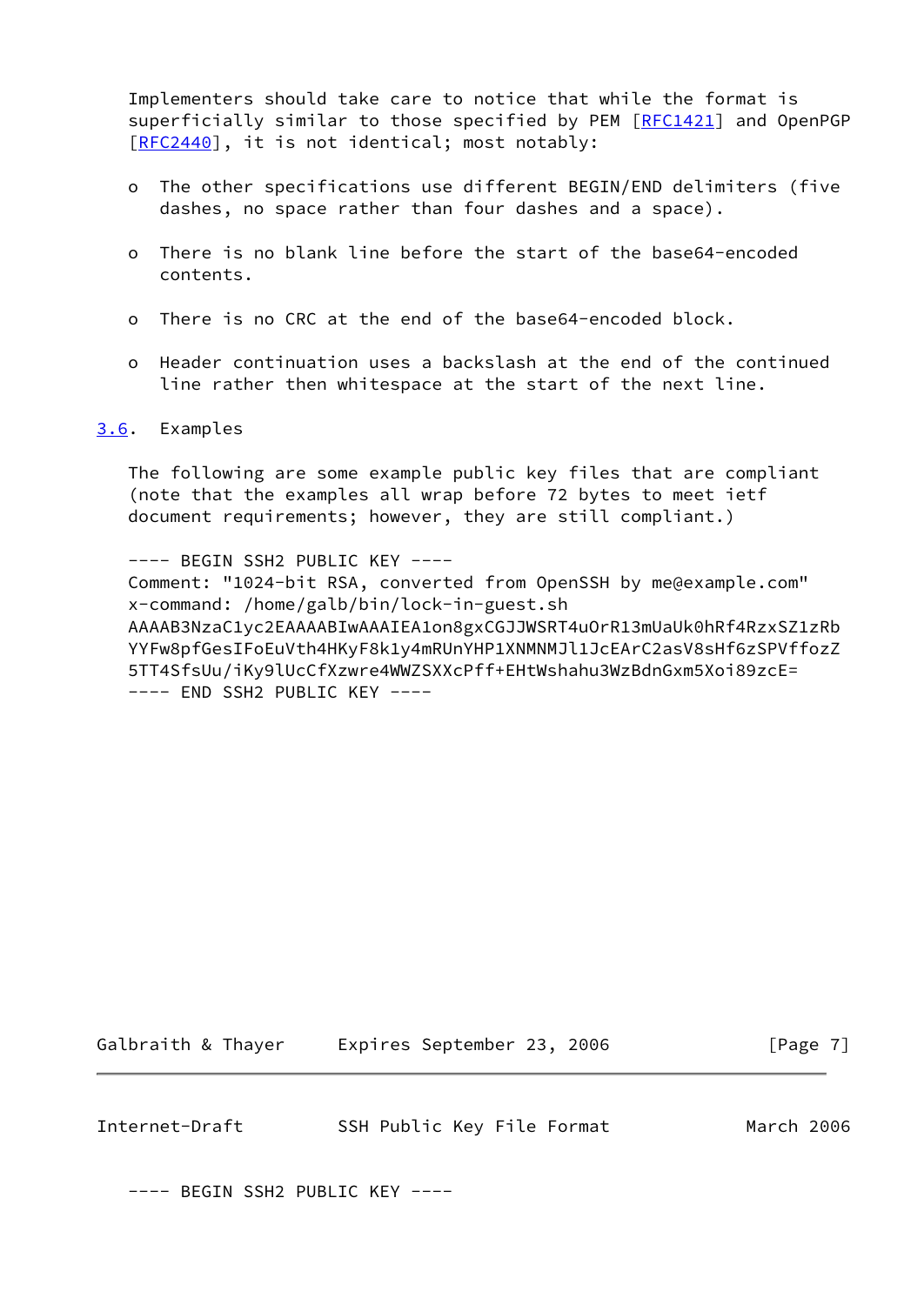Implementers should take care to notice that while the format is superficially similar to those specified by PEM [RFC1421] and OpenPGP [RFC2440], it is not identical; most notably:

- The other specifications use different BEGIN/END delimiters (five dashes, no space rather than four dashes and a space).

- There is no blank line before the start of the base64-encoded contents.

- There is no CRC at the end of the base64-encoded block.

- Header continuation uses a backslash at the end of the continued line rather then whitespace at the start of the next line.

### 3.6. Examples

The following are some example public key files that are compliant (note that the examples all wrap before 72 bytes to meet ietf document requirements; however, they are still compliant.)

```
---- BEGIN SSH2 PUBLIC KEY ----
Comment: "1024-bit RSA, converted from OpenSSH by me@example.com"
x-command: /home/galb/bin/lock-in-guest.sh
AAAAB3NzaC1yc2EAAAABIwAAAIEA1on8gxCGJJWSRT4uOrR13mUaUk0hRf4RzxSZ1zRb
YYFw8pfGesIFoEuVth4HKyF8k1y4mRUnYHP1XNMNMJl1JcEArC2asV8sHf6zSPVffozZ
5TT4SfsUu/iKy9lUcCfXzwre4WWZSXXcPff+EHtWshahu3WzBdnGxm5Xoi89zcE=
---- END SSH2 PUBLIC KEY ----
```

```
---- BEGIN SSH2 PUBLIC KEY ----
```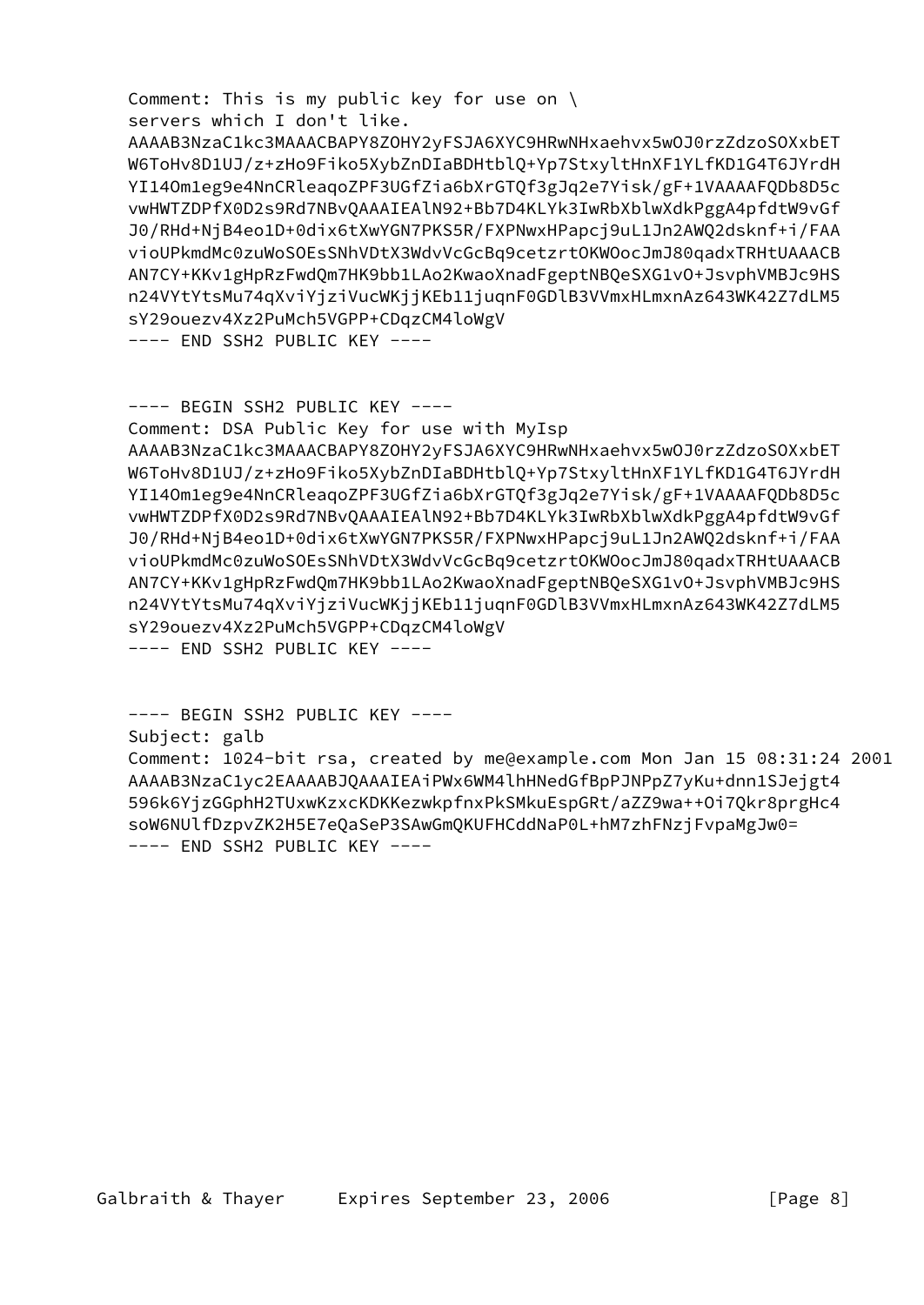```
Comment: This is my public key for use on \
servers which I don't like.
AAAAB3NzaC1kc3MAAACBAPY8ZOHY2yFSJA6XYC9HRwNHxaehvx5wOJ0rzZdzoSOXxbET
W6ToHv8D1UJ/z+zHo9Fiko5XybZnDIaBDHtblQ+Yp7StxyltHnXF1YLfKD1G4T6JYrdH
YI14Om1eg9e4NnCRleaqoZPF3UGfZia6bXrGTQf3gJq2e7Yisk/gF+1VAAAAFQDb8D5c
vwHWTZDPfX0D2s9Rd7NBvQAAAIEAlN92+Bb7D4KLYk3IwRbXblwXdkPggA4pfdtW9vGf
J0/RHd+NjB4eo1D+0dix6tXwYGN7PKS5R/FXPNwxHPapcj9uL1Jn2AWQ2dsknf+i/FAA
vioUPkmdMc0zuWoSOEsSNhVDtX3WdvVcGcBq9cetzrtOKWOocJmJ80qadxTRHtUAAACB
AN7CY+KKv1gHpRzFwdQm7HK9bb1LAo2KwaoXnadFgeptNBQeSXG1vO+JsvphVMBJc9HS
n24VYtYtsMu74qXviYjziVucWKjjKEb11juqnF0GDlB3VVmxHLmxnAz643WK42Z7dLM5
sY29ouezv4Xz2PuMch5VGPP+CDqzCM4loWgV
---- END SSH2 PUBLIC KEY ----


---- BEGIN SSH2 PUBLIC KEY ----
Comment: DSA Public Key for use with MyIsp
AAAAB3NzaC1kc3MAAACBAPY8ZOHY2yFSJA6XYC9HRwNHxaehvx5wOJ0rzZdzoSOXxbET
W6ToHv8D1UJ/z+zHo9Fiko5XybZnDIaBDHtblQ+Yp7StxyltHnXF1YLfKD1G4T6JYrdH
YI14Om1eg9e4NnCRleaqoZPF3UGfZia6bXrGTQf3gJq2e7Yisk/gF+1VAAAAFQDb8D5c
vwHWTZDPfX0D2s9Rd7NBvQAAAIEAlN92+Bb7D4KLYk3IwRbXblwXdkPggA4pfdtW9vGf
J0/RHd+NjB4eo1D+0dix6tXwYGN7PKS5R/FXPNwxHPapcj9uL1Jn2AWQ2dsknf+i/FAA
vioUPkmdMc0zuWoSOEsSNhVDtX3WdvVcGcBq9cetzrtOKWOocJmJ80qadxTRHtUAAACB
AN7CY+KKv1gHpRzFwdQm7HK9bb1LAo2KwaoXnadFgeptNBQeSXG1vO+JsvphVMBJc9HS
n24VYtYtsMu74qXviYjziVucWKjjKEb11juqnF0GDlB3VVmxHLmxnAz643WK42Z7dLM5
sY29ouezv4Xz2PuMch5VGPP+CDqzCM4loWgV
---- END SSH2 PUBLIC KEY ----


---- BEGIN SSH2 PUBLIC KEY ----
Subject: galb
Comment: 1024-bit rsa, created by me@example.com Mon Jan 15 08:31:24 2001
AAAAB3NzaC1yc2EAAAABJQAAAIEAiPWx6WM4lhHNedGfBpPJNPpZ7yKu+dnn1SJejgt4
596k6YjzGGphH2TUxwKzxcKDKKezwkpfnxPkSMkuEspGRt/aZZ9wa++Oi7Qkr8prgHc4
soW6NUlfDzpvZK2H5E7eQaSeP3SAwGmQKUFHCddNaP0L+hM7zhFNzjFvpaMgJw0=
---- END SSH2 PUBLIC KEY ----
```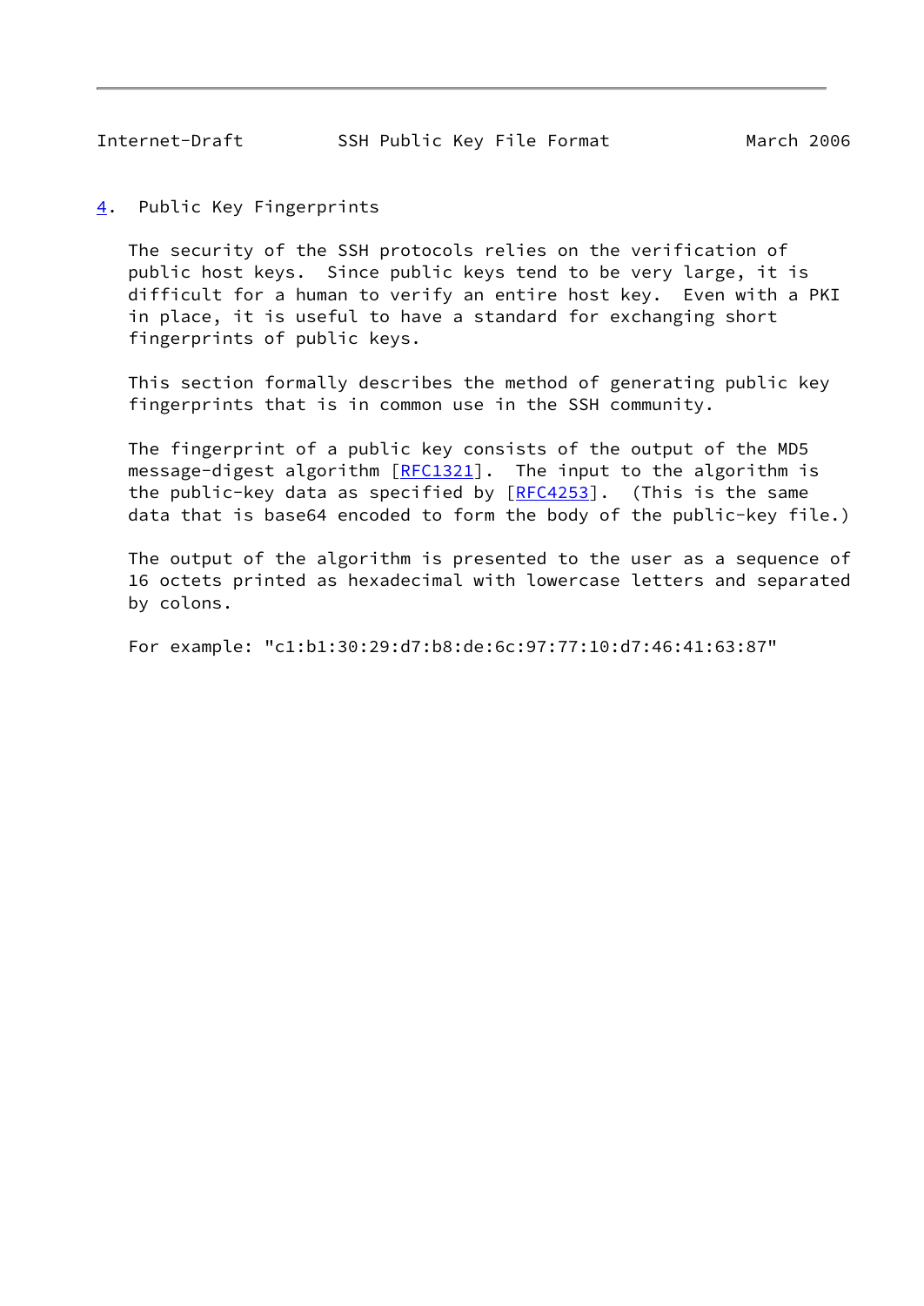## 4. Public Key Fingerprints

The security of the SSH protocols relies on the verification of public host keys. Since public keys tend to be very large, it is difficult for a human to verify an entire host key. Even with a PKI in place, it is useful to have a standard for exchanging short fingerprints of public keys.

This section formally describes the method of generating public key fingerprints that is in common use in the SSH community.

The fingerprint of a public key consists of the output of the MD5 message-digest algorithm [RFC1321]. The input to the algorithm is the public-key data as specified by [RFC4253]. (This is the same data that is base64 encoded to form the body of the public-key file.)

The output of the algorithm is presented to the user as a sequence of 16 octets printed as hexadecimal with lowercase letters and separated by colons.

For example: "c1:b1:30:29:d7:b8:de:6c:97:77:10:d7:46:41:63:87"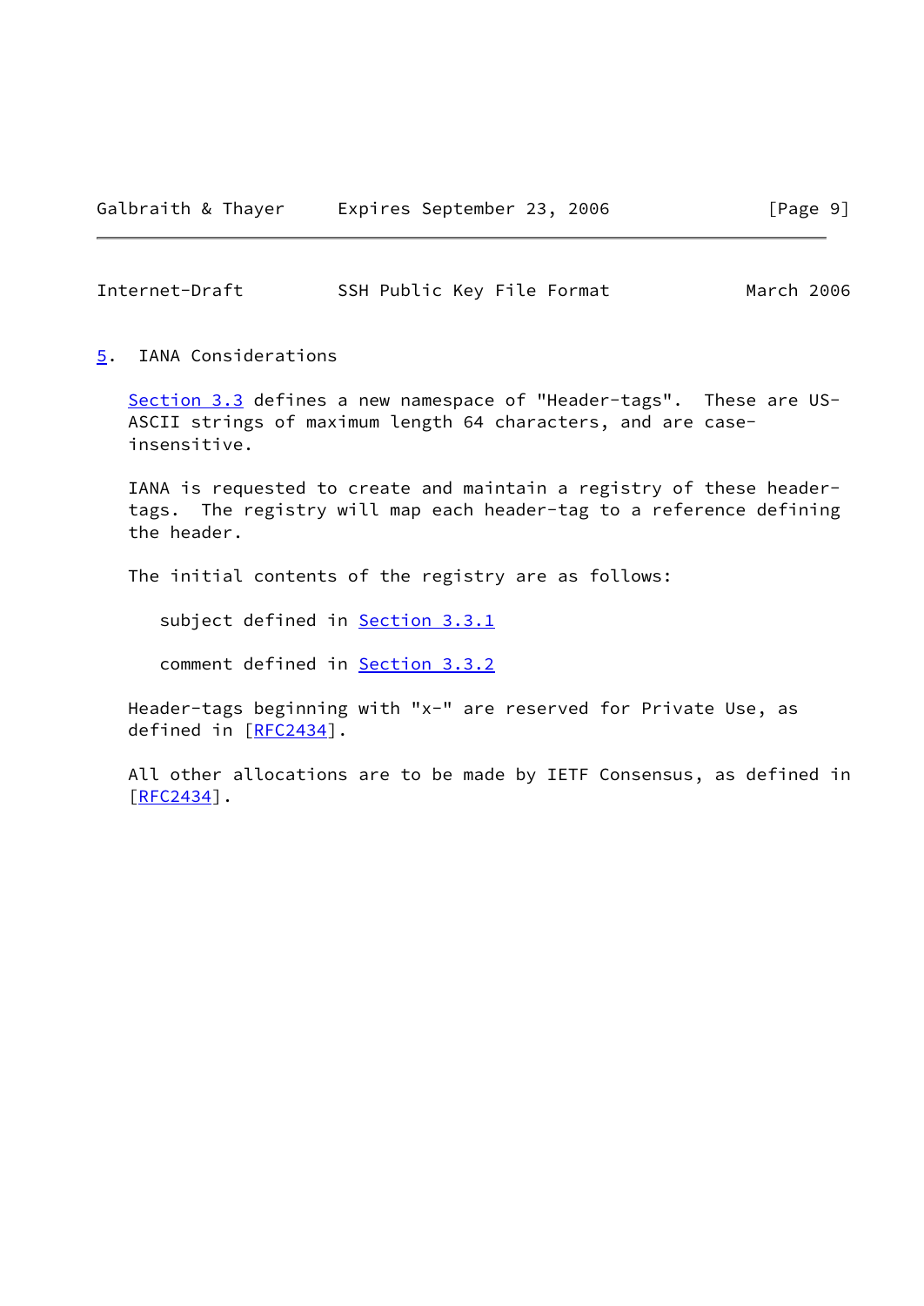## 5. IANA Considerations

Section 3.3 defines a new namespace of "Header-tags". These are US-ASCII strings of maximum length 64 characters, and are case-insensitive.

IANA is requested to create and maintain a registry of these header-tags. The registry will map each header-tag to a reference defining the header.

The initial contents of the registry are as follows:

subject defined in Section 3.3.1

comment defined in Section 3.3.2

Header-tags beginning with "x-" are reserved for Private Use, as defined in [RFC2434].

All other allocations are to be made by IETF Consensus, as defined in [RFC2434].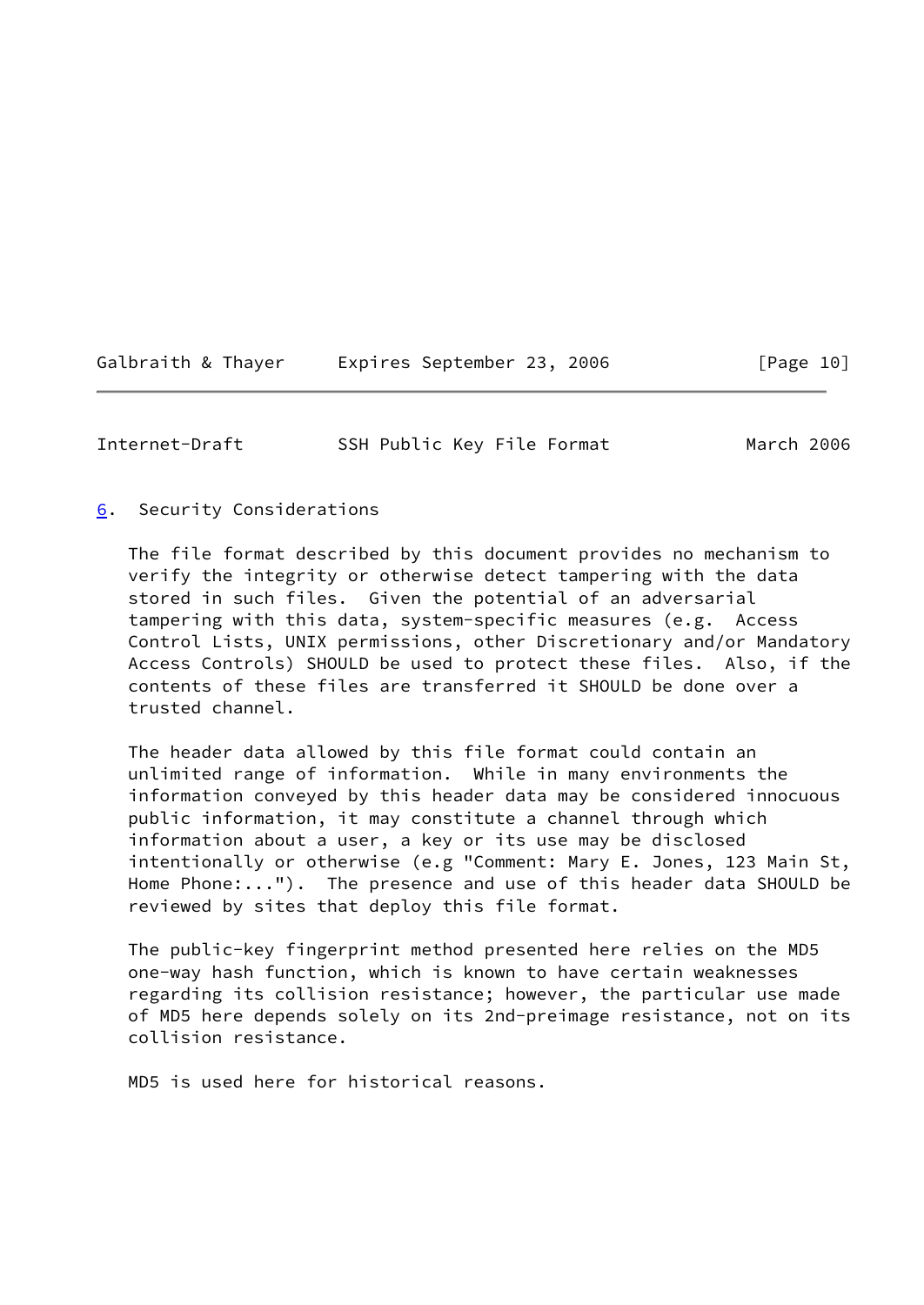## 6. Security Considerations

The file format described by this document provides no mechanism to verify the integrity or otherwise detect tampering with the data stored in such files. Given the potential of an adversarial tampering with this data, system-specific measures (e.g. Access Control Lists, UNIX permissions, other Discretionary and/or Mandatory Access Controls) SHOULD be used to protect these files. Also, if the contents of these files are transferred it SHOULD be done over a trusted channel.

The header data allowed by this file format could contain an unlimited range of information. While in many environments the information conveyed by this header data may be considered innocuous public information, it may constitute a channel through which information about a user, a key or its use may be disclosed intentionally or otherwise (e.g "Comment: Mary E. Jones, 123 Main St, Home Phone:..."). The presence and use of this header data SHOULD be reviewed by sites that deploy this file format.

The public-key fingerprint method presented here relies on the MD5 one-way hash function, which is known to have certain weaknesses regarding its collision resistance; however, the particular use made of MD5 here depends solely on its 2nd-preimage resistance, not on its collision resistance.

MD5 is used here for historical reasons.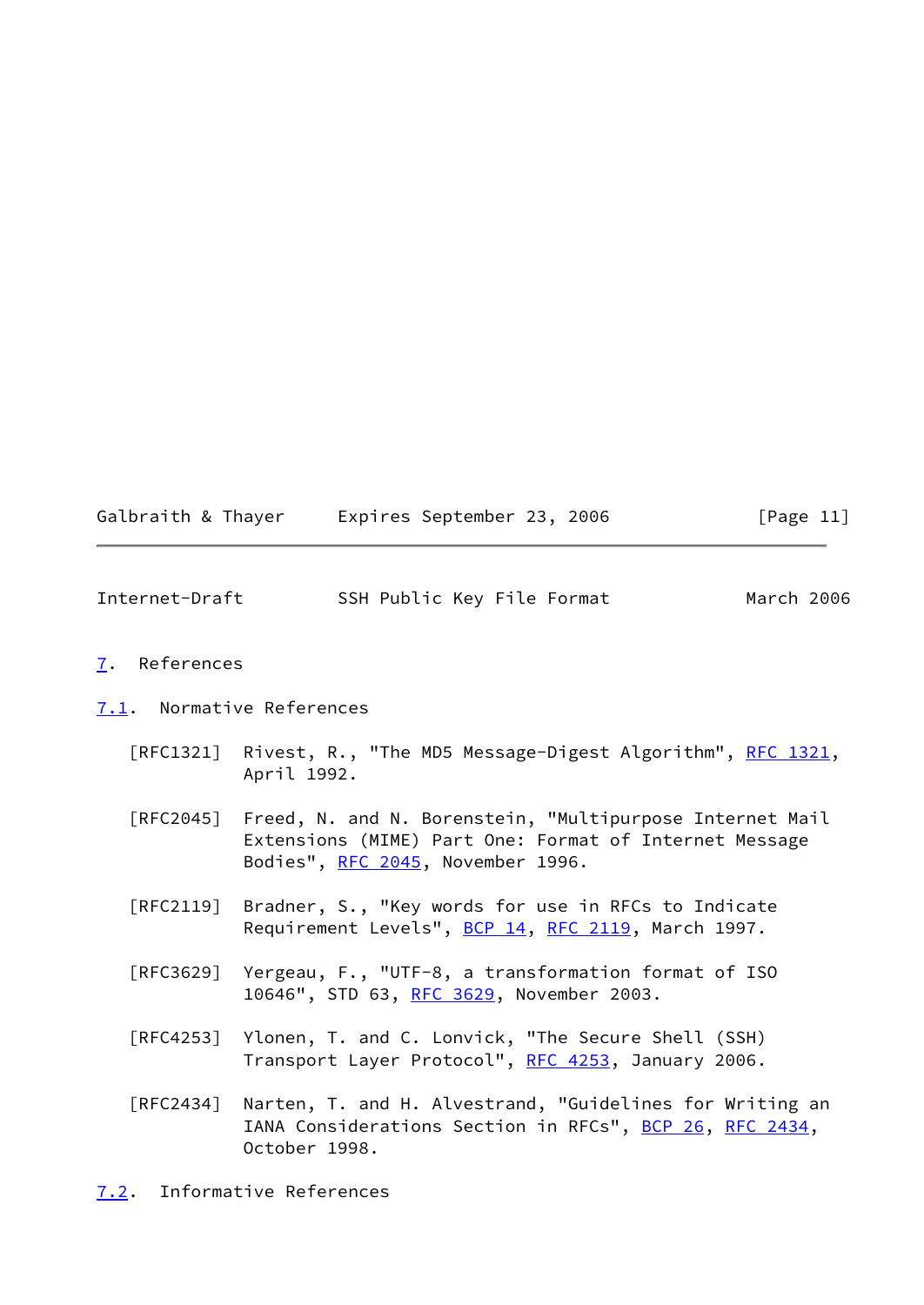## 7. References

### 7.1. Normative References

[RFC1321] Rivest, R., "The MD5 Message-Digest Algorithm", RFC 1321, April 1992.

[RFC2045] Freed, N. and N. Borenstein, "Multipurpose Internet Mail Extensions (MIME) Part One: Format of Internet Message Bodies", RFC 2045, November 1996.

[RFC2119] Bradner, S., "Key words for use in RFCs to Indicate Requirement Levels", BCP 14, RFC 2119, March 1997.

[RFC3629] Yergeau, F., "UTF-8, a transformation format of ISO 10646", STD 63, RFC 3629, November 2003.

[RFC4253] Ylonen, T. and C. Lonvick, "The Secure Shell (SSH) Transport Layer Protocol", RFC 4253, January 2006.

[RFC2434] Narten, T. and H. Alvestrand, "Guidelines for Writing an IANA Considerations Section in RFCs", BCP 26, RFC 2434, October 1998.

### 7.2. Informative References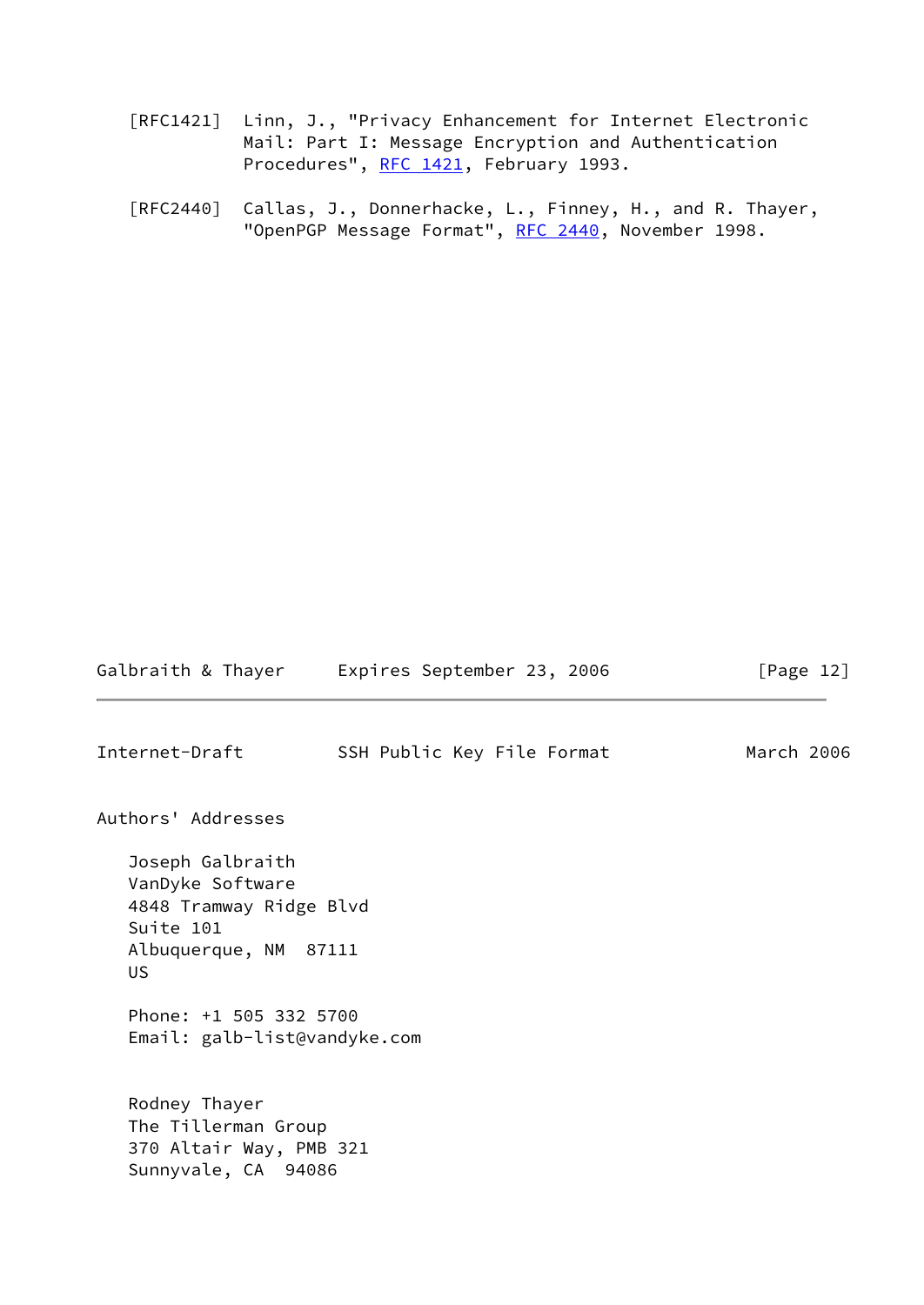[RFC1421] Linn, J., "Privacy Enhancement for Internet Electronic Mail: Part I: Message Encryption and Authentication Procedures", RFC 1421, February 1993.

[RFC2440] Callas, J., Donnerhacke, L., Finney, H., and R. Thayer, "OpenPGP Message Format", RFC 2440, November 1998.

## Authors' Addresses

Joseph Galbraith
VanDyke Software
4848 Tramway Ridge Blvd
Suite 101
Albuquerque, NM 87111
US

Phone: +1 505 332 5700
Email: galb-list@vandyke.com

Rodney Thayer
The Tillerman Group
370 Altair Way, PMB 321
Sunnyvale, CA 94086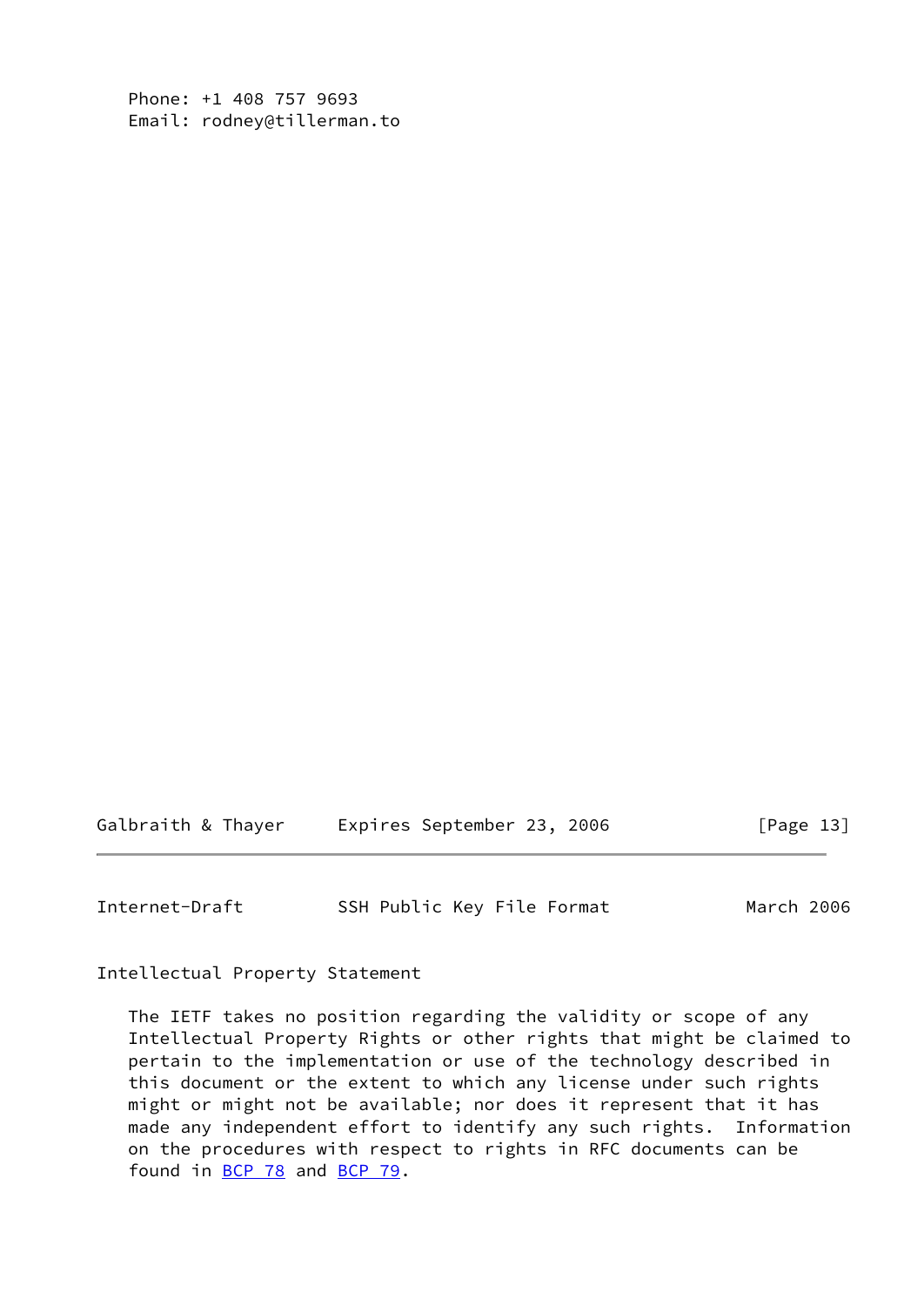Phone: +1 408 757 9693
Email: rodney@tillerman.to

## Intellectual Property Statement

The IETF takes no position regarding the validity or scope of any Intellectual Property Rights or other rights that might be claimed to pertain to the implementation or use of the technology described in this document or the extent to which any license under such rights might or might not be available; nor does it represent that it has made any independent effort to identify any such rights. Information on the procedures with respect to rights in RFC documents can be found in BCP 78 and BCP 79.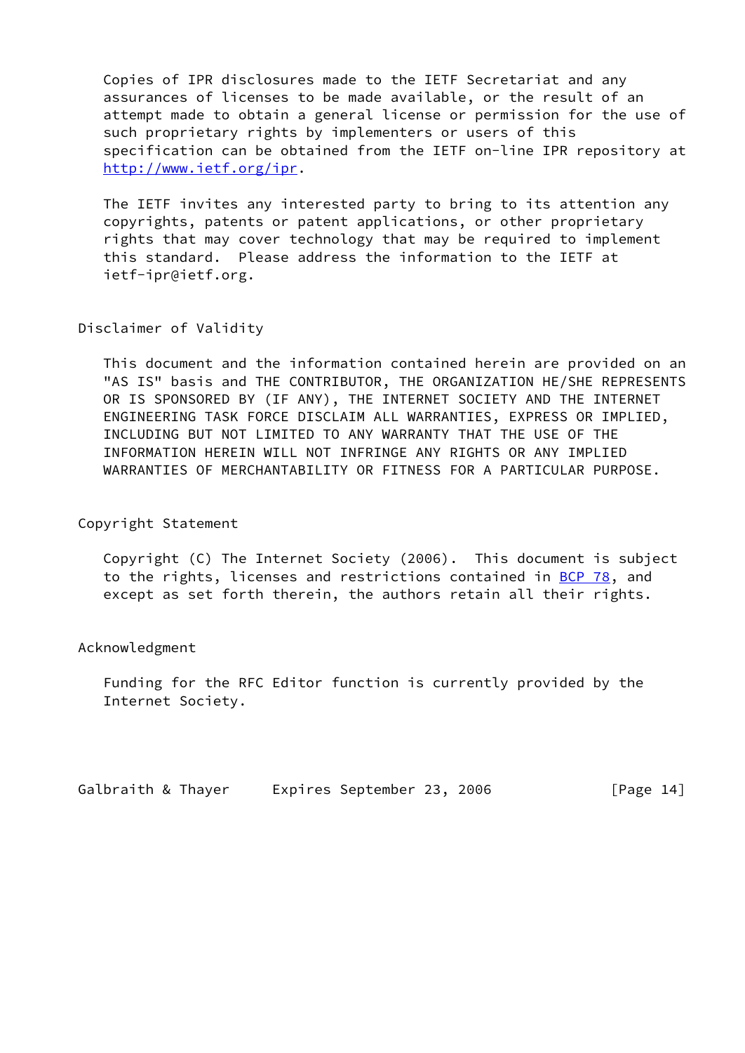Copies of IPR disclosures made to the IETF Secretariat and any assurances of licenses to be made available, or the result of an attempt made to obtain a general license or permission for the use of such proprietary rights by implementers or users of this specification can be obtained from the IETF on-line IPR repository at http://www.ietf.org/ipr.

The IETF invites any interested party to bring to its attention any copyrights, patents or patent applications, or other proprietary rights that may cover technology that may be required to implement this standard. Please address the information to the IETF at ietf-ipr@ietf.org.

## Disclaimer of Validity

This document and the information contained herein are provided on an "AS IS" basis and THE CONTRIBUTOR, THE ORGANIZATION HE/SHE REPRESENTS OR IS SPONSORED BY (IF ANY), THE INTERNET SOCIETY AND THE INTERNET ENGINEERING TASK FORCE DISCLAIM ALL WARRANTIES, EXPRESS OR IMPLIED, INCLUDING BUT NOT LIMITED TO ANY WARRANTY THAT THE USE OF THE INFORMATION HEREIN WILL NOT INFRINGE ANY RIGHTS OR ANY IMPLIED WARRANTIES OF MERCHANTABILITY OR FITNESS FOR A PARTICULAR PURPOSE.

## Copyright Statement

Copyright (C) The Internet Society (2006). This document is subject to the rights, licenses and restrictions contained in BCP 78, and except as set forth therein, the authors retain all their rights.

## Acknowledgment

Funding for the RFC Editor function is currently provided by the Internet Society.